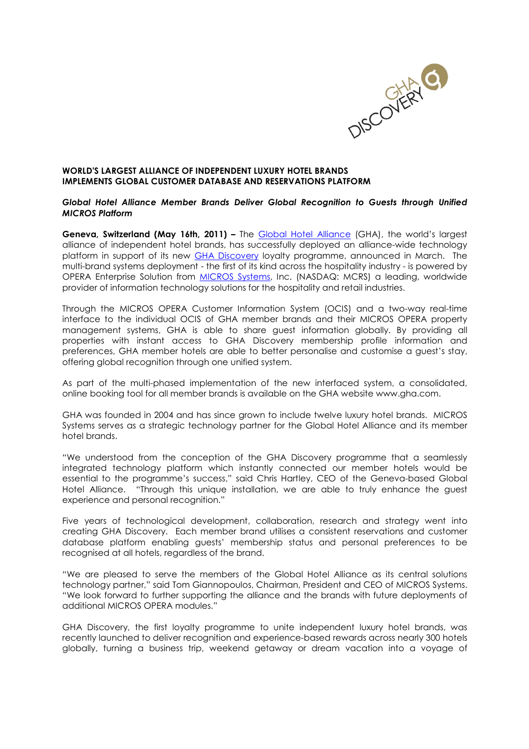**WORLD'S LARGEST ALLIANCE OF INDEPENDENT LUXURY HOTEL BRANDS IMPLEMENTS GLOBAL CUSTOMER DATABASE AND RESERVATIONS PLATFORM**

***Global Hotel Alliance Member Brands Deliver Global Recognition to Guests through Unified MICROS Platform***

**Geneva, Switzerland (May 16th, 2011) –** The Global Hotel Alliance (GHA), the world's largest alliance of independent hotel brands, has successfully deployed an alliance-wide technology platform in support of its new GHA Discovery loyalty programme, announced in March. The multi-brand systems deployment - the first of its kind across the hospitality industry - is powered by OPERA Enterprise Solution from MICROS Systems, Inc. (NASDAQ: MCRS) a leading, worldwide provider of information technology solutions for the hospitality and retail industries.

Through the MICROS OPERA Customer Information System (OCIS) and a two-way real-time interface to the individual OCIS of GHA member brands and their MICROS OPERA property management systems, GHA is able to share guest information globally. By providing all properties with instant access to GHA Discovery membership profile information and preferences, GHA member hotels are able to better personalise and customise a guest's stay, offering global recognition through one unified system.

As part of the multi-phased implementation of the new interfaced system, a consolidated, online booking tool for all member brands is available on the GHA website www.gha.com.

GHA was founded in 2004 and has since grown to include twelve luxury hotel brands. MICROS Systems serves as a strategic technology partner for the Global Hotel Alliance and its member hotel brands.

"We understood from the conception of the GHA Discovery programme that a seamlessly integrated technology platform which instantly connected our member hotels would be essential to the programme's success," said Chris Hartley, CEO of the Geneva-based Global Hotel Alliance. "Through this unique installation, we are able to truly enhance the guest experience and personal recognition."

Five years of technological development, collaboration, research and strategy went into creating GHA Discovery. Each member brand utilises a consistent reservations and customer database platform enabling guests' membership status and personal preferences to be recognised at all hotels, regardless of the brand.

"We are pleased to serve the members of the Global Hotel Alliance as its central solutions technology partner," said Tom Giannopoulos, Chairman, President and CEO of MICROS Systems. "We look forward to further supporting the alliance and the brands with future deployments of additional MICROS OPERA modules."

GHA Discovery, the first loyalty programme to unite independent luxury hotel brands, was recently launched to deliver recognition and experience-based rewards across nearly 300 hotels globally, turning a business trip, weekend getaway or dream vacation into a voyage of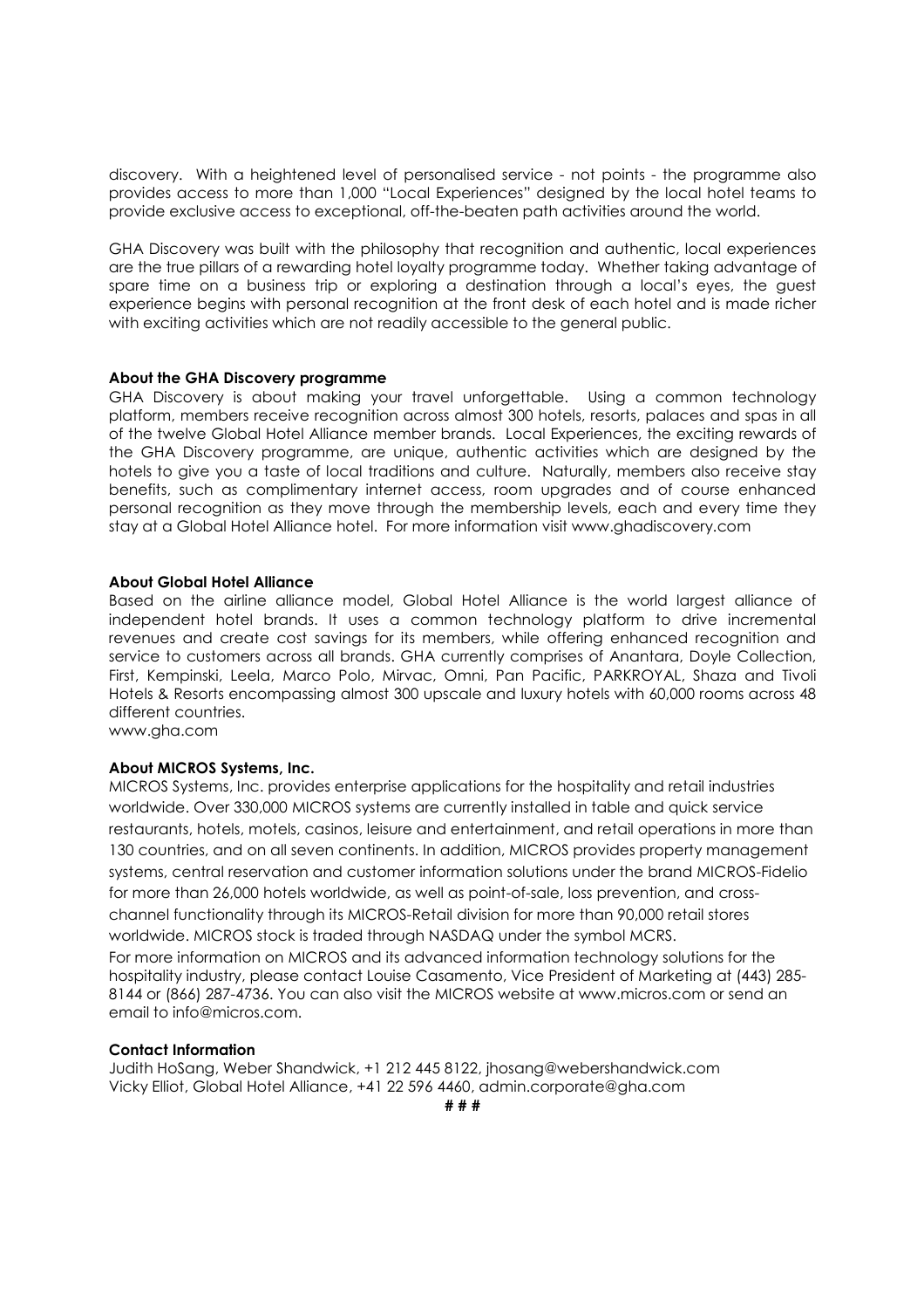discovery. With a heightened level of personalised service - not points - the programme also provides access to more than 1,000 "Local Experiences" designed by the local hotel teams to provide exclusive access to exceptional, off-the-beaten path activities around the world.

GHA Discovery was built with the philosophy that recognition and authentic, local experiences are the true pillars of a rewarding hotel loyalty programme today. Whether taking advantage of spare time on a business trip or exploring a destination through a local's eyes, the guest experience begins with personal recognition at the front desk of each hotel and is made richer with exciting activities which are not readily accessible to the general public.

**About the GHA Discovery programme**

GHA Discovery is about making your travel unforgettable. Using a common technology platform, members receive recognition across almost 300 hotels, resorts, palaces and spas in all of the twelve Global Hotel Alliance member brands. Local Experiences, the exciting rewards of the GHA Discovery programme, are unique, authentic activities which are designed by the hotels to give you a taste of local traditions and culture. Naturally, members also receive stay benefits, such as complimentary internet access, room upgrades and of course enhanced personal recognition as they move through the membership levels, each and every time they stay at a Global Hotel Alliance hotel. For more information visit www.ghadiscovery.com

**About Global Hotel Alliance**

Based on the airline alliance model, Global Hotel Alliance is the world largest alliance of independent hotel brands. It uses a common technology platform to drive incremental revenues and create cost savings for its members, while offering enhanced recognition and service to customers across all brands. GHA currently comprises of Anantara, Doyle Collection, First, Kempinski, Leela, Marco Polo, Mirvac, Omni, Pan Pacific, PARKROYAL, Shaza and Tivoli Hotels & Resorts encompassing almost 300 upscale and luxury hotels with 60,000 rooms across 48 different countries.
www.gha.com

**About MICROS Systems, Inc.**

MICROS Systems, Inc. provides enterprise applications for the hospitality and retail industries worldwide. Over 330,000 MICROS systems are currently installed in table and quick service restaurants, hotels, motels, casinos, leisure and entertainment, and retail operations in more than 130 countries, and on all seven continents. In addition, MICROS provides property management systems, central reservation and customer information solutions under the brand MICROS-Fidelio for more than 26,000 hotels worldwide, as well as point-of-sale, loss prevention, and cross-channel functionality through its MICROS-Retail division for more than 90,000 retail stores worldwide. MICROS stock is traded through NASDAQ under the symbol MCRS.

For more information on MICROS and its advanced information technology solutions for the hospitality industry, please contact Louise Casamento, Vice President of Marketing at (443) 285-8144 or (866) 287-4736. You can also visit the MICROS website at www.micros.com or send an email to info@micros.com.

**Contact Information**

Judith HoSang, Weber Shandwick, +1 212 445 8122, jhosang@webershandwick.com
Vicky Elliot, Global Hotel Alliance, +41 22 596 4460, admin.corporate@gha.com

**# # #**